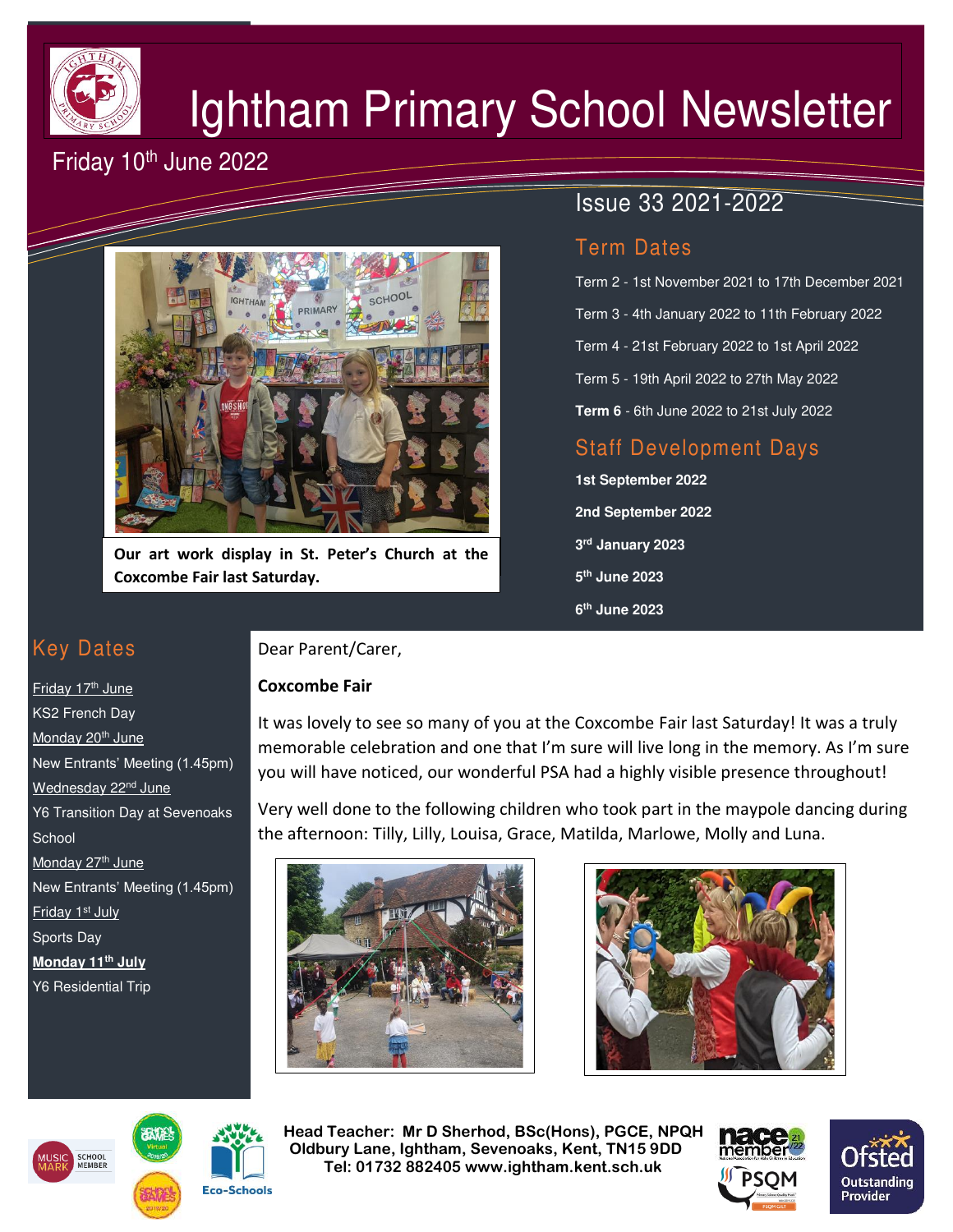# Ightham Primary School Newsletter

Friday 10th June 2022

Issue 33 2021-2022

## Term Dates

Term 2 - 1st November 2021 to 17th December 2021

Term 3 - 4th January 2022 to 11th February 2022

Term 4 - 21st February 2022 to 1st April 2022

Term 5 - 19th April 2022 to 27th May 2022

**Term 6** - 6th June 2022 to 21st July 2022

## Staff Development Days

**1st September 2022**

**2nd September 2022**

**3rd January 2023**

**5th June 2023**

**6th June 2023**

**Our art work display in St. Peter's Church at the Coxcombe Fair last Saturday.**

## Key Dates

Friday 17th June
KS2 French Day

Monday 20th June
New Entrants' Meeting (1.45pm)

Wednesday 22nd June
Y6 Transition Day at Sevenoaks School

Monday 27th June
New Entrants' Meeting (1.45pm)

Friday 1st July
Sports Day

**Monday 11th July**
Y6 Residential Trip

Dear Parent/Carer,

**Coxcombe Fair**

It was lovely to see so many of you at the Coxcombe Fair last Saturday! It was a truly memorable celebration and one that I'm sure will live long in the memory. As I'm sure you will have noticed, our wonderful PSA had a highly visible presence throughout!

Very well done to the following children who took part in the maypole dancing during the afternoon: Tilly, Lilly, Louisa, Grace, Matilda, Marlowe, Molly and Luna.

**Head Teacher: Mr D Sherhod, BSc(Hons), PGCE, NPQH**
**Oldbury Lane, Ightham, Sevenoaks, Kent, TN15 9DD**
**Tel: 01732 882405 www.ightham.kent.sch.uk**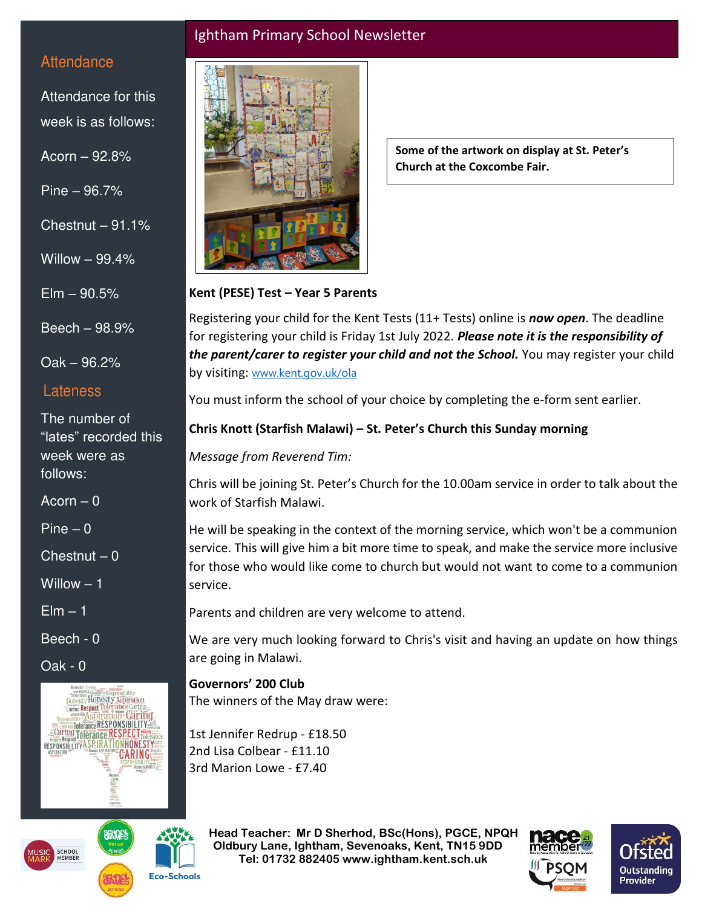# Ightham Primary School Newsletter

## Attendance

Attendance for this week is as follows:

Acorn – 92.8%

Pine – 96.7%

Chestnut – 91.1%

Willow – 99.4%

Elm – 90.5%

Beech – 98.9%

Oak – 96.2%

## Lateness

The number of "lates" recorded this week were as follows:

Acorn – 0

Pine – 0

Chestnut – 0

Willow – 1

Elm – 1

Beech - 0

Oak - 0

**Some of the artwork on display at St. Peter's Church at the Coxcombe Fair.**

**Kent (PESE) Test – Year 5 Parents**

Registering your child for the Kent Tests (11+ Tests) online is ***now open***. The deadline for registering your child is Friday 1st July 2022. ***Please note it is the responsibility of the parent/carer to register your child and not the School.*** You may register your child by visiting: www.kent.gov.uk/ola

You must inform the school of your choice by completing the e-form sent earlier.

**Chris Knott (Starfish Malawi) – St. Peter's Church this Sunday morning**

*Message from Reverend Tim:*

Chris will be joining St. Peter's Church for the 10.00am service in order to talk about the work of Starfish Malawi.

He will be speaking in the context of the morning service, which won't be a communion service. This will give him a bit more time to speak, and make the service more inclusive for those who would like come to church but would not want to come to a communion service.

Parents and children are very welcome to attend.

We are very much looking forward to Chris's visit and having an update on how things are going in Malawi.

**Governors' 200 Club**

The winners of the May draw were:

1st Jennifer Redrup - £18.50
2nd Lisa Colbear - £11.10
3rd Marion Lowe - £7.40

Head Teacher: Mr D Sherhod, BSc(Hons), PGCE, NPQH
Oldbury Lane, Ightham, Sevenoaks, Kent, TN15 9DD
Tel: 01732 882405 www.ightham.kent.sch.uk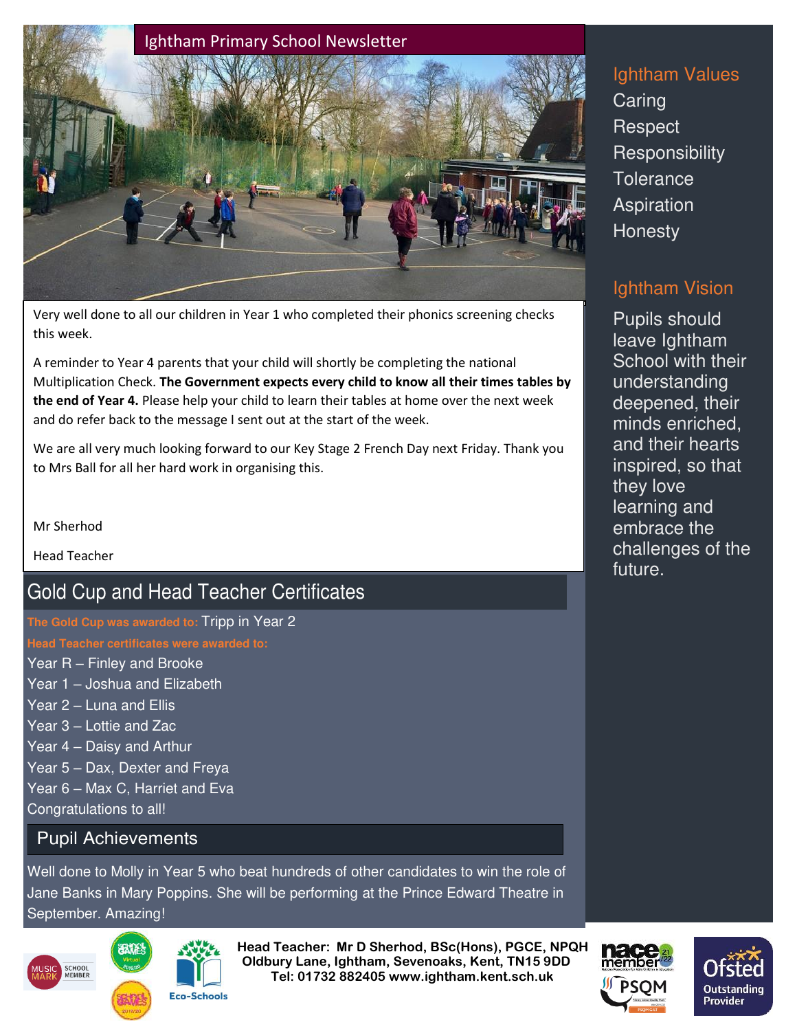# Ightham Primary School Newsletter

Very well done to all our children in Year 1 who completed their phonics screening checks this week.

A reminder to Year 4 parents that your child will shortly be completing the national Multiplication Check. **The Government expects every child to know all their times tables by the end of Year 4.** Please help your child to learn their tables at home over the next week and do refer back to the message I sent out at the start of the week.

We are all very much looking forward to our Key Stage 2 French Day next Friday. Thank you to Mrs Ball for all her hard work in organising this.

Mr Sherhod

Head Teacher

## Gold Cup and Head Teacher Certificates

**The Gold Cup was awarded to:** Tripp in Year 2

**Head Teacher certificates were awarded to:**

Year R – Finley and Brooke
Year 1 – Joshua and Elizabeth
Year 2 – Luna and Ellis
Year 3 – Lottie and Zac
Year 4 – Daisy and Arthur
Year 5 – Dax, Dexter and Freya
Year 6 – Max C, Harriet and Eva
Congratulations to all!

## Pupil Achievements

Well done to Molly in Year 5 who beat hundreds of other candidates to win the role of Jane Banks in Mary Poppins. She will be performing at the Prince Edward Theatre in September. Amazing!

## Ightham Values

Caring
Respect
Responsibility
Tolerance
Aspiration
Honesty

## Ightham Vision

Pupils should leave Ightham School with their understanding deepened, their minds enriched, and their hearts inspired, so that they love learning and embrace the challenges of the future.

**Head Teacher: Mr D Sherhod, BSc(Hons), PGCE, NPQH**
**Oldbury Lane, Ightham, Sevenoaks, Kent, TN15 9DD**
**Tel: 01732 882405 www.ightham.kent.sch.uk**